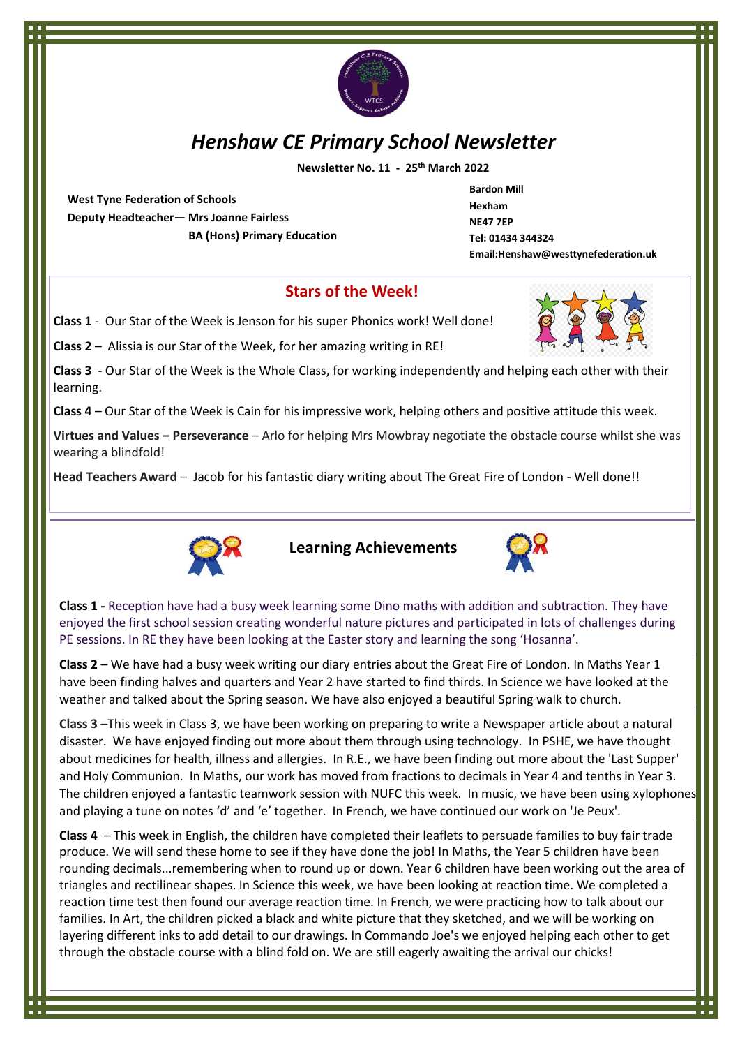# *Henshaw CE Primary School Newsletter*

**Newsletter No. 11 - 25th March 2022**

**West Tyne Federation of Schools**
**Deputy Headteacher— Mrs Joanne Fairless**
**BA (Hons) Primary Education**

**Bardon Mill**
**Hexham**
**NE47 7EP**
**Tel: 01434 344324**
**Email:Henshaw@westtynefederation.uk**

## Stars of the Week!

**Class 1** - Our Star of the Week is Jenson for his super Phonics work! Well done!

**Class 2** – Alissia is our Star of the Week, for her amazing writing in RE!

**Class 3** - Our Star of the Week is the Whole Class, for working independently and helping each other with their learning.

**Class 4** – Our Star of the Week is Cain for his impressive work, helping others and positive attitude this week.

**Virtues and Values – Perseverance** – Arlo for helping Mrs Mowbray negotiate the obstacle course whilst she was wearing a blindfold!

**Head Teachers Award** – Jacob for his fantastic diary writing about The Great Fire of London - Well done!!

## Learning Achievements

**Class 1 -** Reception have had a busy week learning some Dino maths with addition and subtraction. They have enjoyed the first school session creating wonderful nature pictures and participated in lots of challenges during PE sessions. In RE they have been looking at the Easter story and learning the song 'Hosanna'.

**Class 2** – We have had a busy week writing our diary entries about the Great Fire of London. In Maths Year 1 have been finding halves and quarters and Year 2 have started to find thirds. In Science we have looked at the weather and talked about the Spring season. We have also enjoyed a beautiful Spring walk to church.

**Class 3** –This week in Class 3, we have been working on preparing to write a Newspaper article about a natural disaster. We have enjoyed finding out more about them through using technology. In PSHE, we have thought about medicines for health, illness and allergies. In R.E., we have been finding out more about the 'Last Supper' and Holy Communion. In Maths, our work has moved from fractions to decimals in Year 4 and tenths in Year 3. The children enjoyed a fantastic teamwork session with NUFC this week. In music, we have been using xylophones and playing a tune on notes 'd' and 'e' together. In French, we have continued our work on 'Je Peux'.

**Class 4** – This week in English, the children have completed their leaflets to persuade families to buy fair trade produce. We will send these home to see if they have done the job! In Maths, the Year 5 children have been rounding decimals...remembering when to round up or down. Year 6 children have been working out the area of triangles and rectilinear shapes. In Science this week, we have been looking at reaction time. We completed a reaction time test then found our average reaction time. In French, we were practicing how to talk about our families. In Art, the children picked a black and white picture that they sketched, and we will be working on layering different inks to add detail to our drawings. In Commando Joe's we enjoyed helping each other to get through the obstacle course with a blind fold on. We are still eagerly awaiting the arrival our chicks!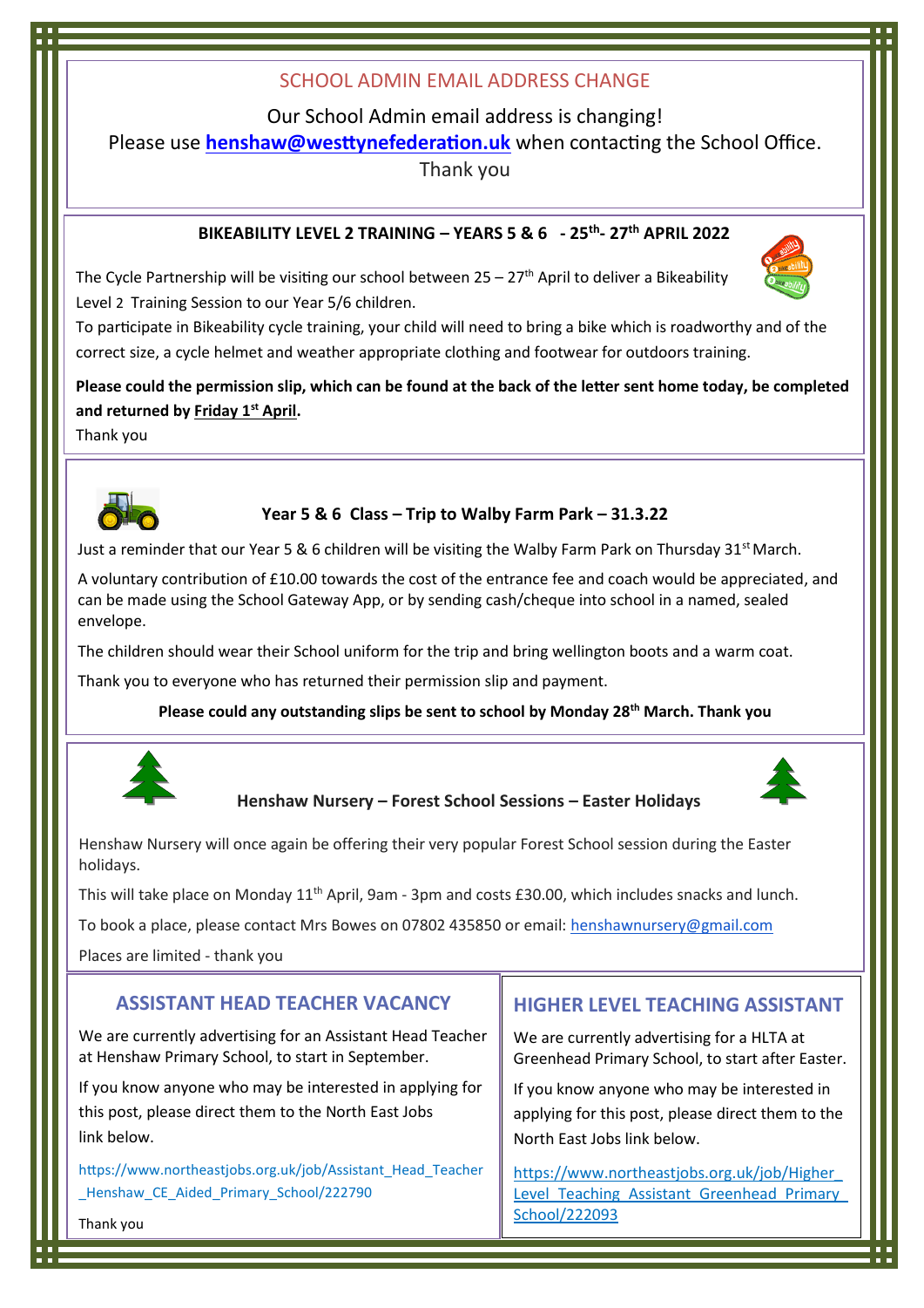## SCHOOL ADMIN EMAIL ADDRESS CHANGE

Our School Admin email address is changing!
Please use **henshaw@westtynefederation.uk** when contacting the School Office.
Thank you

### BIKEABILITY LEVEL 2 TRAINING – YEARS 5 & 6 - 25th- 27th APRIL 2022

The Cycle Partnership will be visiting our school between 25 – 27th April to deliver a Bikeability Level 2 Training Session to our Year 5/6 children.
To participate in Bikeability cycle training, your child will need to bring a bike which is roadworthy and of the correct size, a cycle helmet and weather appropriate clothing and footwear for outdoors training.

**Please could the permission slip, which can be found at the back of the letter sent home today, be completed and returned by Friday 1st April.**

Thank you

### Year 5 & 6 Class – Trip to Walby Farm Park – 31.3.22

Just a reminder that our Year 5 & 6 children will be visiting the Walby Farm Park on Thursday 31st March.

A voluntary contribution of £10.00 towards the cost of the entrance fee and coach would be appreciated, and can be made using the School Gateway App, or by sending cash/cheque into school in a named, sealed envelope.

The children should wear their School uniform for the trip and bring wellington boots and a warm coat.

Thank you to everyone who has returned their permission slip and payment.

**Please could any outstanding slips be sent to school by Monday 28th March. Thank you**

### Henshaw Nursery – Forest School Sessions – Easter Holidays

Henshaw Nursery will once again be offering their very popular Forest School session during the Easter holidays.

This will take place on Monday 11th April, 9am - 3pm and costs £30.00, which includes snacks and lunch.

To book a place, please contact Mrs Bowes on 07802 435850 or email: henshawnursery@gmail.com

Places are limited - thank you

## ASSISTANT HEAD TEACHER VACANCY

We are currently advertising for an Assistant Head Teacher at Henshaw Primary School, to start in September.

If you know anyone who may be interested in applying for this post, please direct them to the North East Jobs link below.

https://www.northeastjobs.org.uk/job/Assistant_Head_Teacher_Henshaw_CE_Aided_Primary_School/222790

Thank you

## HIGHER LEVEL TEACHING ASSISTANT

We are currently advertising for a HLTA at Greenhead Primary School, to start after Easter.

If you know anyone who may be interested in applying for this post, please direct them to the North East Jobs link below.

https://www.northeastjobs.org.uk/job/Higher_Level_Teaching_Assistant_Greenhead_Primary_School/222093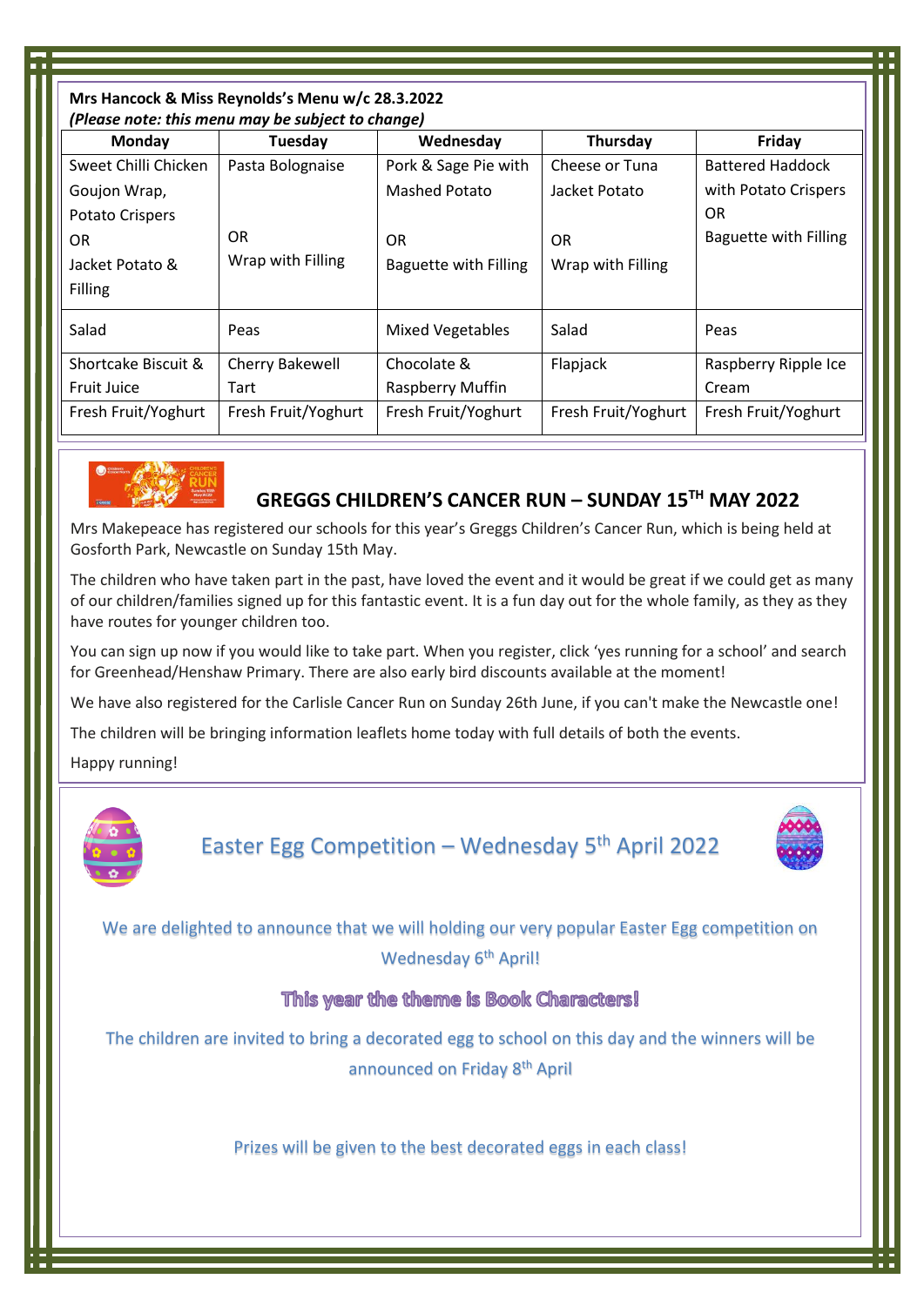**Mrs Hancock & Miss Reynolds's Menu w/c 28.3.2022**
***(Please note: this menu may be subject to change)***

| Monday | Tuesday | Wednesday | Thursday | Friday |
|---|---|---|---|---|
| Sweet Chilli Chicken Goujon Wrap, Potato Crispers OR Jacket Potato & Filling | Pasta Bolognaise OR Wrap with Filling | Pork & Sage Pie with Mashed Potato OR Baguette with Filling | Cheese or Tuna Jacket Potato OR Wrap with Filling | Battered Haddock with Potato Crispers OR Baguette with Filling |
| Salad | Peas | Mixed Vegetables | Salad | Peas |
| Shortcake Biscuit & Fruit Juice | Cherry Bakewell Tart | Chocolate & Raspberry Muffin | Flapjack | Raspberry Ripple Ice Cream |
| Fresh Fruit/Yoghurt | Fresh Fruit/Yoghurt | Fresh Fruit/Yoghurt | Fresh Fruit/Yoghurt | Fresh Fruit/Yoghurt |

## GREGGS CHILDREN'S CANCER RUN – SUNDAY 15TH MAY 2022

Mrs Makepeace has registered our schools for this year's Greggs Children's Cancer Run, which is being held at Gosforth Park, Newcastle on Sunday 15th May.

The children who have taken part in the past, have loved the event and it would be great if we could get as many of our children/families signed up for this fantastic event. It is a fun day out for the whole family, as they as they have routes for younger children too.

You can sign up now if you would like to take part. When you register, click 'yes running for a school' and search for Greenhead/Henshaw Primary. There are also early bird discounts available at the moment!

We have also registered for the Carlisle Cancer Run on Sunday 26th June, if you can't make the Newcastle one!

The children will be bringing information leaflets home today with full details of both the events.

Happy running!

## Easter Egg Competition – Wednesday 5th April 2022

We are delighted to announce that we will holding our very popular Easter Egg competition on Wednesday 6th April!

**This year the theme is Book Characters!**

The children are invited to bring a decorated egg to school on this day and the winners will be announced on Friday 8th April

Prizes will be given to the best decorated eggs in each class!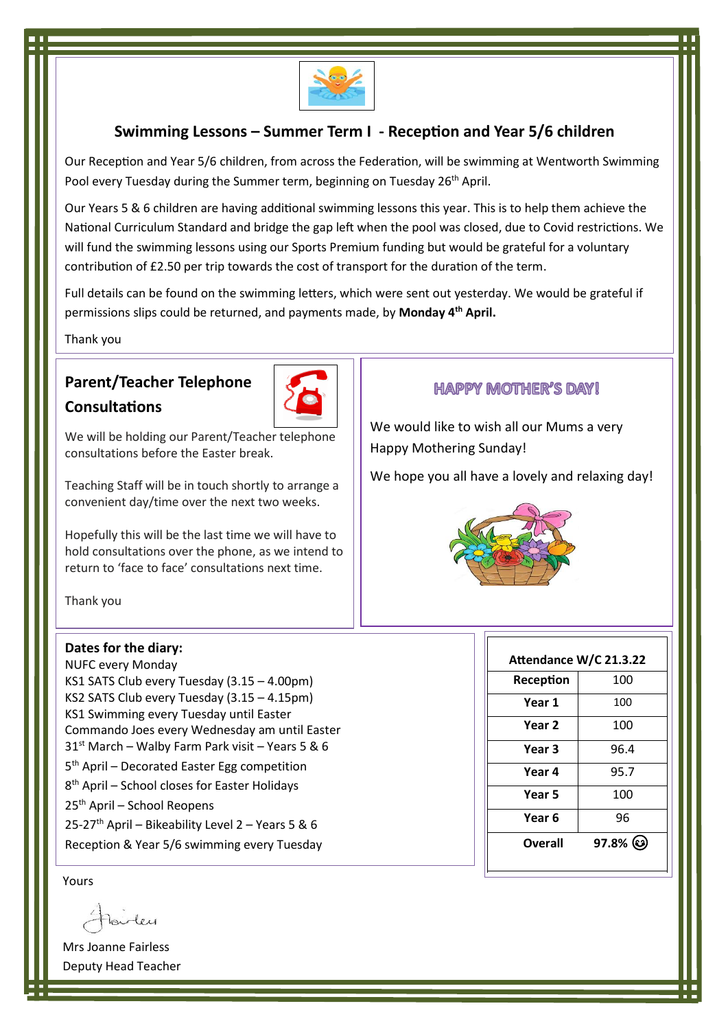## Swimming Lessons – Summer Term I - Reception and Year 5/6 children

Our Reception and Year 5/6 children, from across the Federation, will be swimming at Wentworth Swimming Pool every Tuesday during the Summer term, beginning on Tuesday 26th April.

Our Years 5 & 6 children are having additional swimming lessons this year. This is to help them achieve the National Curriculum Standard and bridge the gap left when the pool was closed, due to Covid restrictions. We will fund the swimming lessons using our Sports Premium funding but would be grateful for a voluntary contribution of £2.50 per trip towards the cost of transport for the duration of the term.

Full details can be found on the swimming letters, which were sent out yesterday. We would be grateful if permissions slips could be returned, and payments made, by **Monday 4th April.**

Thank you

## Parent/Teacher Telephone Consultations

We will be holding our Parent/Teacher telephone consultations before the Easter break.

Teaching Staff will be in touch shortly to arrange a convenient day/time over the next two weeks.

Hopefully this will be the last time we will have to hold consultations over the phone, as we intend to return to 'face to face' consultations next time.

Thank you

## HAPPY MOTHER'S DAY!

We would like to wish all our Mums a very Happy Mothering Sunday!

We hope you all have a lovely and relaxing day!

**Dates for the diary:**

NUFC every Monday
KS1 SATS Club every Tuesday (3.15 – 4.00pm)
KS2 SATS Club every Tuesday (3.15 – 4.15pm)
KS1 Swimming every Tuesday until Easter
Commando Joes every Wednesday am until Easter
31st March – Walby Farm Park visit – Years 5 & 6
5th April – Decorated Easter Egg competition
8th April – School closes for Easter Holidays
25th April – School Reopens
25-27th April – Bikeability Level 2 – Years 5 & 6
Reception & Year 5/6 swimming every Tuesday

| Attendance W/C 21.3.22 | |
|---|---|
| **Reception** | 100 |
| **Year 1** | 100 |
| **Year 2** | 100 |
| **Year 3** | 96.4 |
| **Year 4** | 95.7 |
| **Year 5** | 100 |
| **Year 6** | 96 |
| **Overall** | **97.8%** ☺ |

Yours

Mrs Joanne Fairless
Deputy Head Teacher